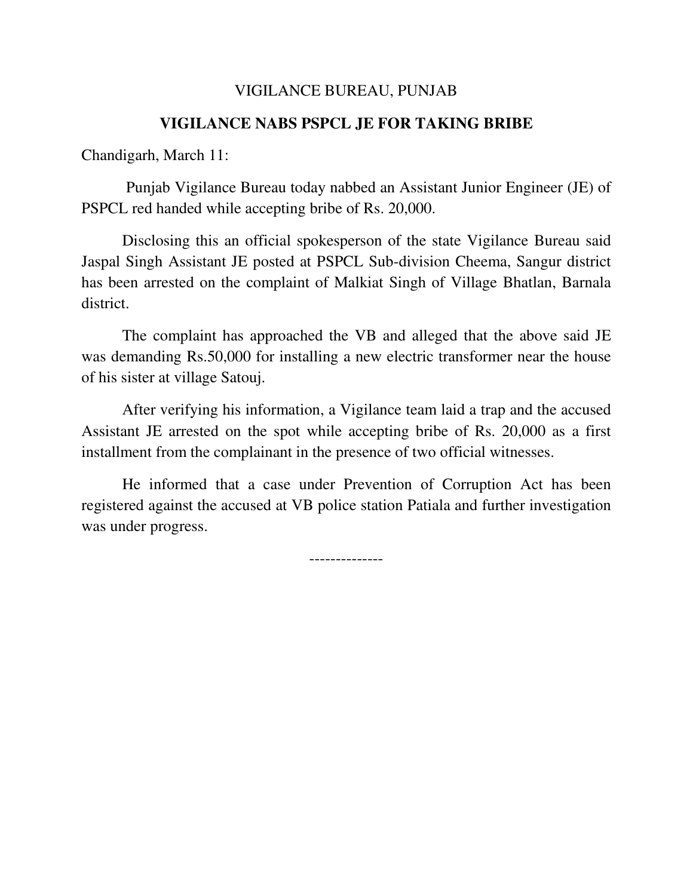VIGILANCE BUREAU, PUNJAB

# VIGILANCE NABS PSPCL JE FOR TAKING BRIBE

Chandigarh, March 11:

Punjab Vigilance Bureau today nabbed an Assistant Junior Engineer (JE) of PSPCL red handed while accepting bribe of Rs. 20,000.

Disclosing this an official spokesperson of the state Vigilance Bureau said Jaspal Singh Assistant JE posted at PSPCL Sub-division Cheema, Sangur district has been arrested on the complaint of Malkiat Singh of Village Bhatlan, Barnala district.

The complaint has approached the VB and alleged that the above said JE was demanding Rs.50,000 for installing a new electric transformer near the house of his sister at village Satouj.

After verifying his information, a Vigilance team laid a trap and the accused Assistant JE arrested on the spot while accepting bribe of Rs. 20,000 as a first installment from the complainant in the presence of two official witnesses.

He informed that a case under Prevention of Corruption Act has been registered against the accused at VB police station Patiala and further investigation was under progress.

--------------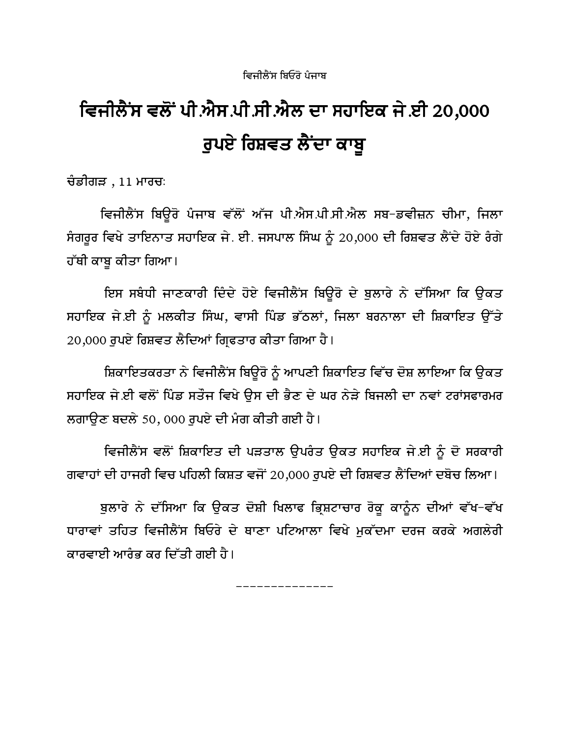ਵਿਜੀਲੈਂਸ ਬਿਓਰੋ ਪੰਜਾਬ

# ਵਿਜੀਲੈਂਸ ਵਲੋਂ ਪੀ.ਐਸ.ਪੀ.ਸੀ.ਐਲ ਦਾ ਸਹਾਇਕ ਜੇ.ਈ 20,000 ਰੁਪਏ ਰਿਸ਼ਵਤ ਲੈਂਦਾ ਕਾਬੂ

ਚੰਡੀਗੜ , 11 ਮਾਰਚ:

ਵਿਜੀਲੈਂਸ ਬਿਊਰੋ ਪੰਜਾਬ ਵੱਲੋਂ ਅੱਜ ਪੀ.ਐਸ.ਪੀ.ਸੀ.ਐਲ ਸਬ-ਡਵੀਜ਼ਨ ਚੀਮਾ, ਜਿਲਾ ਸੰਗਰੂਰ ਵਿਖੇ ਤਾਇਨਾਤ ਸਹਾਇਕ ਜੇ. ਈ. ਜਸਪਾਲ ਸਿੰਘ ਨੂੰ 20,000 ਦੀ ਰਿਸ਼ਵਤ ਲੈਂਦੇ ਹੋਏ ਰੰਗੇ ਹੱਥੀ ਕਾਬੂ ਕੀਤਾ ਗਿਆ।

ਇਸ ਸਬੰਧੀ ਜਾਣਕਾਰੀ ਦਿੰਦੇ ਹੋਏ ਵਿਜੀਲੈਂਸ ਬਿਊਰੋ ਦੇ ਬੁਲਾਰੇ ਨੇ ਦੱਸਿਆ ਕਿ ਉਕਤ ਸਹਾਇਕ ਜੇ.ਈ ਨੂੰ ਮਲਕੀਤ ਸਿੰਘ, ਵਾਸੀ ਪਿੰਡ ਭੱਠਲਾਂ, ਜਿਲਾ ਬਰਨਾਲਾ ਦੀ ਸ਼ਿਕਾਇਤ ਉੱਤੇ 20,000 ਰੁਪਏ ਰਿਸ਼ਵਤ ਲੈਦਿਆਂ ਗ੍ਰਿਫਤਾਰ ਕੀਤਾ ਗਿਆ ਹੈ।

ਸ਼ਿਕਾਇਤਕਰਤਾ ਨੇ ਵਿਜੀਲੈਂਸ ਬਿਊਰੋ ਨੂੰ ਆਪਣੀ ਸ਼ਿਕਾਇਤ ਵਿੱਚ ਦੋਸ਼ ਲਾਇਆ ਕਿ ਉਕਤ ਸਹਾਇਕ ਜੇ.ਈ ਵਲੋਂ ਪਿੰਡ ਸਤੌਜ ਵਿਖੇ ਉਸ ਦੀ ਭੈਣ ਦੇ ਘਰ ਨੇੜੇ ਬਿਜਲੀ ਦਾ ਨਵਾਂ ਟਰਾਂਸਫਾਰਮਰ ਲਗਾਉਣ ਬਦਲੇ 50, 000 ਰੁਪਏ ਦੀ ਮੰਗ ਕੀਤੀ ਗਈ ਹੈ।

ਵਿਜੀਲੈਂਸ ਵਲੋਂ ਸ਼ਿਕਾਇਤ ਦੀ ਪੜਤਾਲ ਉਪਰੰਤ ਉਕਤ ਸਹਾਇਕ ਜੇ.ਈ ਨੂੰ ਦੋ ਸਰਕਾਰੀ ਗਵਾਹਾਂ ਦੀ ਹਾਜਰੀ ਵਿਚ ਪਹਿਲੀ ਕਿਸ਼ਤ ਵਜੋਂ 20,000 ਰੁਪਏ ਦੀ ਰਿਸ਼ਵਤ ਲੈਂਦਿਆਂ ਦਬੋਚ ਲਿਆ।

ਬੁਲਾਰੇ ਨੇ ਦੱਸਿਆ ਕਿ ਉਕਤ ਦੋਸ਼ੀ ਖਿਲਾਫ ਭ੍ਰਿਸ਼ਟਾਚਾਰ ਰੋਕੂ ਕਾਨੂੰਨ ਦੀਆਂ ਵੱਖ-ਵੱਖ ਧਾਰਾਵਾਂ ਤਹਿਤ ਵਿਜੀਲੈਂਸ ਬਿਓਰੋ ਦੇ ਥਾਣਾ ਪਟਿਆਲਾ ਵਿਖੇ ਮੁਕੱਦਮਾ ਦਰਜ ਕਰਕੇ ਅਗਲੇਰੀ ਕਾਰਵਾਈ ਆਰੰਭ ਕਰ ਦਿੱਤੀ ਗਈ ਹੈ।

--------------